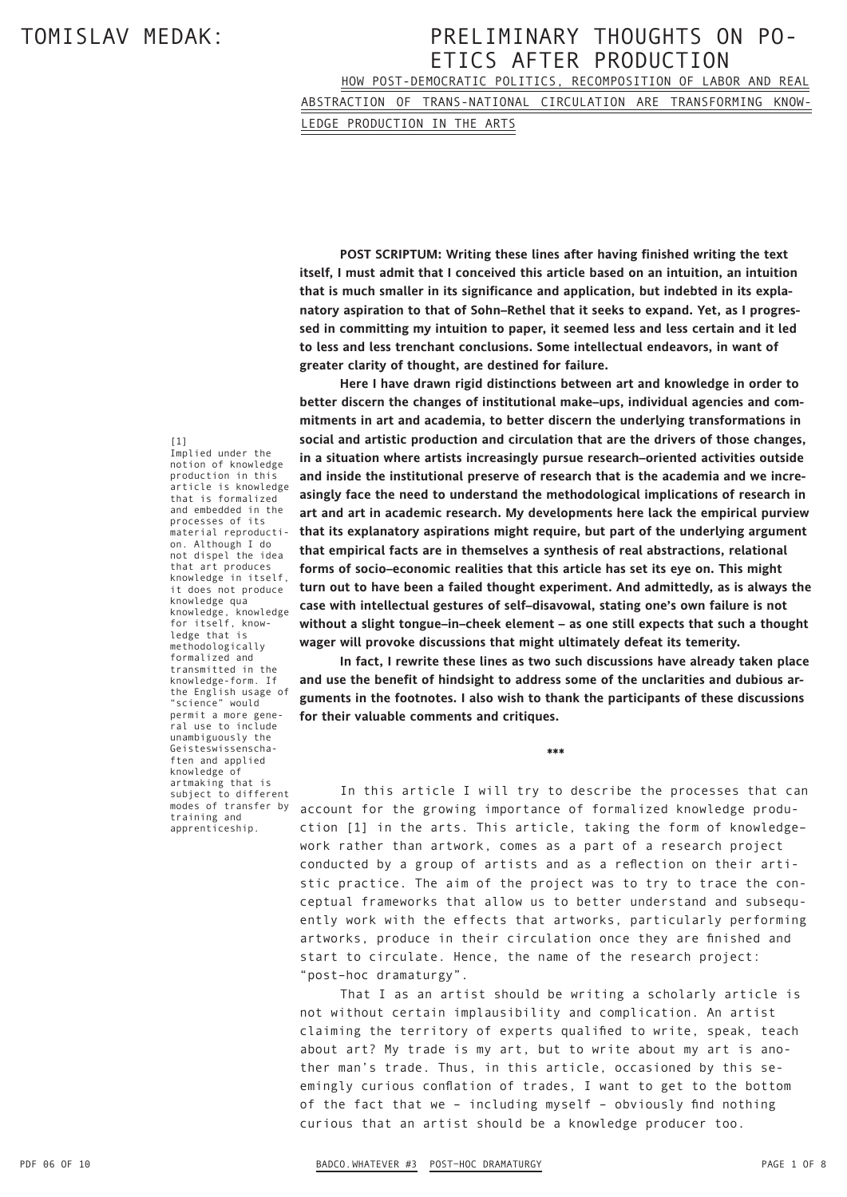# TOMISLAV MEDAK: PRELIMINARY THOUGHTS ON POETICS AFTER PRODUCTION

## HOW POST-DEMOCRATIC POLITICS, RECOMPOSITION OF LABOR AND REAL ABSTRACTION OF TRANS-NATIONAL CIRCULATION ARE TRANSFORMING KNOWLEDGE PRODUCTION IN THE ARTS

**POST SCRIPTUM: Writing these lines after having finished writing the text itself, I must admit that I conceived this article based on an intuition, an intuition that is much smaller in its significance and application, but indebted in its explanatory aspiration to that of Sohn–Rethel that it seeks to expand. Yet, as I progressed in committing my intuition to paper, it seemed less and less certain and it led to less and less trenchant conclusions. Some intellectual endeavors, in want of greater clarity of thought, are destined for failure.**

**Here I have drawn rigid distinctions between art and knowledge in order to better discern the changes of institutional make–ups, individual agencies and commitments in art and academia, to better discern the underlying transformations in social and artistic production and circulation that are the drivers of those changes, in a situation where artists increasingly pursue research–oriented activities outside and inside the institutional preserve of research that is the academia and we increasingly face the need to understand the methodological implications of research in art and art in academic research. My developments here lack the empirical purview that its explanatory aspirations might require, but part of the underlying argument that empirical facts are in themselves a synthesis of real abstractions, relational forms of socio–economic realities that this article has set its eye on. This might turn out to have been a failed thought experiment. And admittedly, as is always the case with intellectual gestures of self–disavowal, stating one's own failure is not without a slight tongue–in–cheek element – as one still expects that such a thought wager will provoke discussions that might ultimately defeat its temerity.**

**In fact, I rewrite these lines as two such discussions have already taken place and use the benefit of hindsight to address some of the unclarities and dubious arguments in the footnotes. I also wish to thank the participants of these discussions for their valuable comments and critiques.**

***

In this article I will try to describe the processes that can account for the growing importance of formalized knowledge production [1] in the arts. This article, taking the form of knowledge–work rather than artwork, comes as a part of a research project conducted by a group of artists and as a reflection on their artistic practice. The aim of the project was to try to trace the conceptual frameworks that allow us to better understand and subsequently work with the effects that artworks, particularly performing artworks, produce in their circulation once they are finished and start to circulate. Hence, the name of the research project: "post–hoc dramaturgy".

That I as an artist should be writing a scholarly article is not without certain implausibility and complication. An artist claiming the territory of experts qualified to write, speak, teach about art? My trade is my art, but to write about my art is another man's trade. Thus, in this article, occasioned by this seemingly curious conflation of trades, I want to get to the bottom of the fact that we – including myself – obviously find nothing curious that an artist should be a knowledge producer too.

[1] Implied under the notion of knowledge production in this article is knowledge that is formalized and embedded in the processes of its material reproduction. Although I do not dispel the idea that art produces knowledge in itself, it does not produce knowledge qua knowledge, knowledge for itself, knowledge that is methodologically formalized and transmitted in the knowledge-form. If the English usage of "science" would permit a more general use to include unambiguously the Geisteswissenschaften and applied knowledge of artmaking that is subject to different modes of transfer by training and apprenticeship.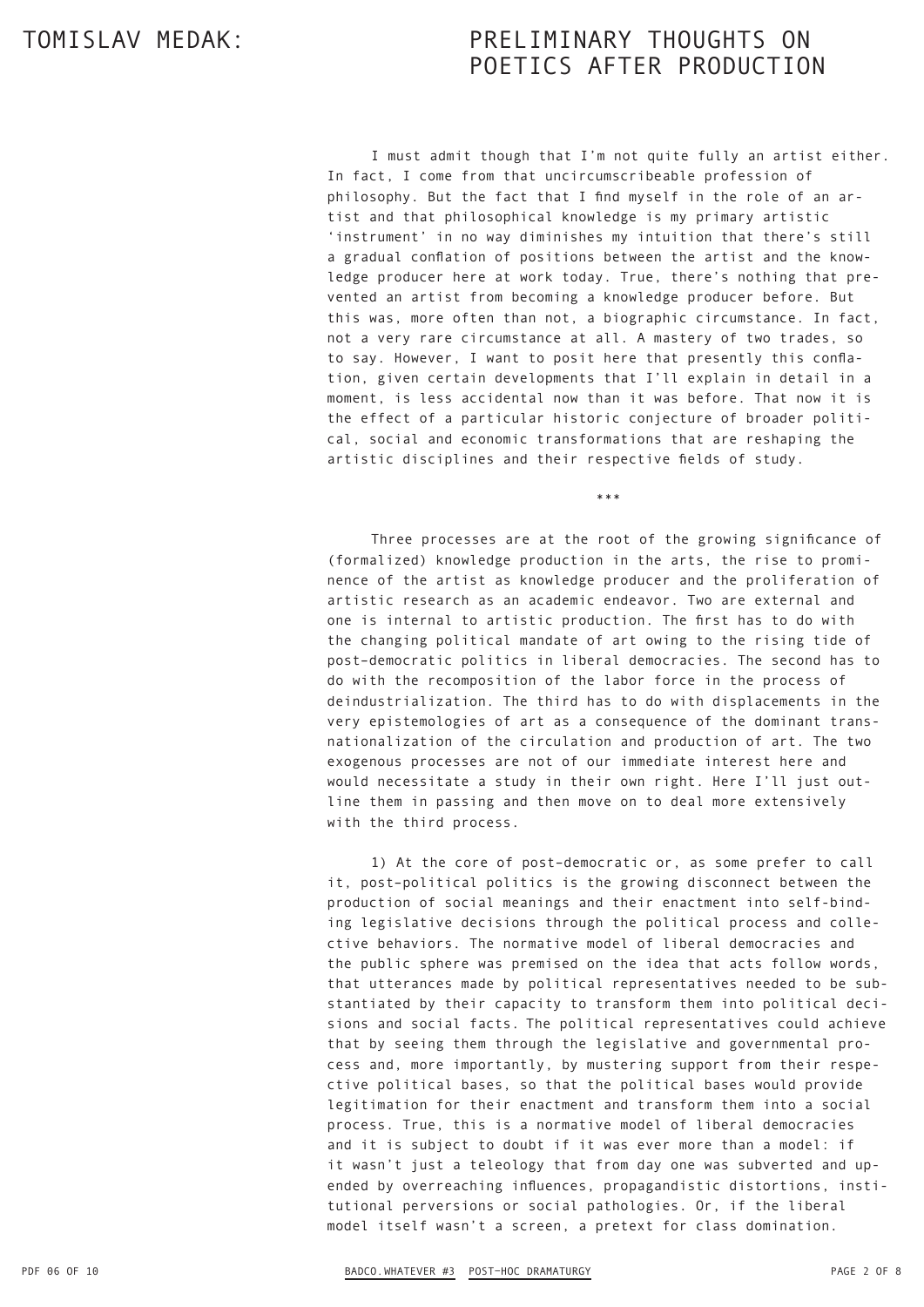I must admit though that I'm not quite fully an artist either. In fact, I come from that uncircumscribeable profession of philosophy. But the fact that I find myself in the role of an artist and that philosophical knowledge is my primary artistic 'instrument' in no way diminishes my intuition that there's still a gradual conflation of positions between the artist and the knowledge producer here at work today. True, there's nothing that prevented an artist from becoming a knowledge producer before. But this was, more often than not, a biographic circumstance. In fact, not a very rare circumstance at all. A mastery of two trades, so to say. However, I want to posit here that presently this conflation, given certain developments that I'll explain in detail in a moment, is less accidental now than it was before. That now it is the effect of a particular historic conjecture of broader political, social and economic transformations that are reshaping the artistic disciplines and their respective fields of study.

***

Three processes are at the root of the growing significance of (formalized) knowledge production in the arts, the rise to prominence of the artist as knowledge producer and the proliferation of artistic research as an academic endeavor. Two are external and one is internal to artistic production. The first has to do with the changing political mandate of art owing to the rising tide of post-democratic politics in liberal democracies. The second has to do with the recomposition of the labor force in the process of deindustrialization. The third has to do with displacements in the very epistemologies of art as a consequence of the dominant transnationalization of the circulation and production of art. The two exogenous processes are not of our immediate interest here and would necessitate a study in their own right. Here I'll just outline them in passing and then move on to deal more extensively with the third process.

1) At the core of post-democratic or, as some prefer to call it, post-political politics is the growing disconnect between the production of social meanings and their enactment into self-binding legislative decisions through the political process and collective behaviors. The normative model of liberal democracies and the public sphere was premised on the idea that acts follow words, that utterances made by political representatives needed to be substantiated by their capacity to transform them into political decisions and social facts. The political representatives could achieve that by seeing them through the legislative and governmental process and, more importantly, by mustering support from their respective political bases, so that the political bases would provide legitimation for their enactment and transform them into a social process. True, this is a normative model of liberal democracies and it is subject to doubt if it was ever more than a model: if it wasn't just a teleology that from day one was subverted and upended by overreaching influences, propagandistic distortions, institutional perversions or social pathologies. Or, if the liberal model itself wasn't a screen, a pretext for class domination.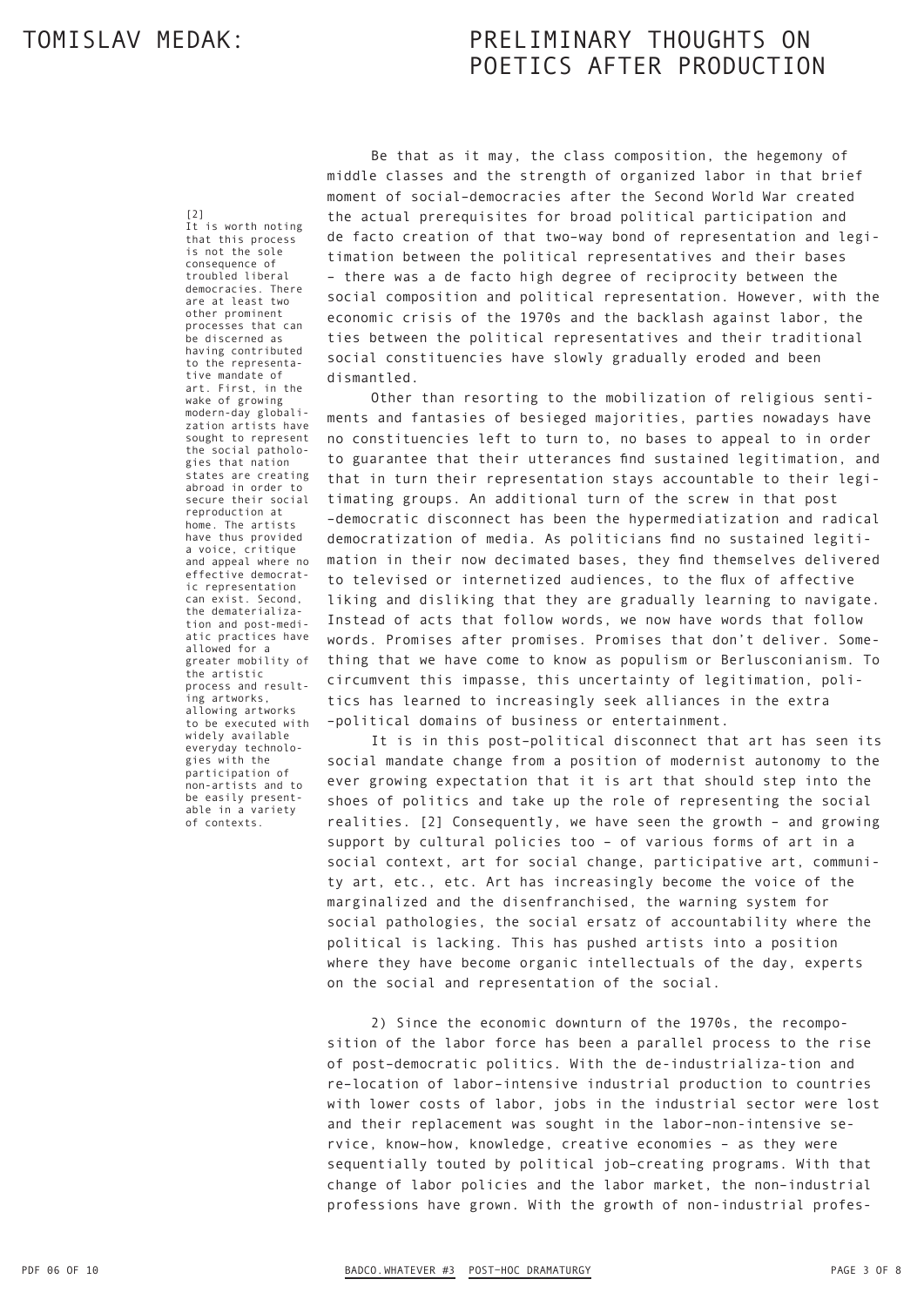Be that as it may, the class composition, the hegemony of middle classes and the strength of organized labor in that brief moment of social-democracies after the Second World War created the actual prerequisites for broad political participation and de facto creation of that two-way bond of representation and legitimation between the political representatives and their bases – there was a de facto high degree of reciprocity between the social composition and political representation. However, with the economic crisis of the 1970s and the backlash against labor, the ties between the political representatives and their traditional social constituencies have slowly gradually eroded and been dismantled.

Other than resorting to the mobilization of religious sentiments and fantasies of besieged majorities, parties nowadays have no constituencies left to turn to, no bases to appeal to in order to guarantee that their utterances find sustained legitimation, and that in turn their representation stays accountable to their legitimating groups. An additional turn of the screw in that post-democratic disconnect has been the hypermediatization and radical democratization of media. As politicians find no sustained legitimation in their now decimated bases, they find themselves delivered to televised or internetized audiences, to the flux of affective liking and disliking that they are gradually learning to navigate. Instead of acts that follow words, we now have words that follow words. Promises after promises. Promises that don't deliver. Something that we have come to know as populism or Berlusconianism. To circumvent this impasse, this uncertainty of legitimation, politics has learned to increasingly seek alliances in the extra-political domains of business or entertainment.

It is in this post-political disconnect that art has seen its social mandate change from a position of modernist autonomy to the ever growing expectation that it is art that should step into the shoes of politics and take up the role of representing the social realities. [2] Consequently, we have seen the growth – and growing support by cultural policies too – of various forms of art in a social context, art for social change, participative art, community art, etc., etc. Art has increasingly become the voice of the marginalized and the disenfranchised, the warning system for social pathologies, the social ersatz of accountability where the political is lacking. This has pushed artists into a position where they have become organic intellectuals of the day, experts on the social and representation of the social.

2) Since the economic downturn of the 1970s, the recomposition of the labor force has been a parallel process to the rise of post-democratic politics. With the de-industrialization and re-location of labor-intensive industrial production to countries with lower costs of labor, jobs in the industrial sector were lost and their replacement was sought in the labor-non-intensive service, know-how, knowledge, creative economies – as they were sequentially touted by political job-creating programs. With that change of labor policies and the labor market, the non-industrial professions have grown. With the growth of non-industrial profes-

[2] It is worth noting that this process is not the sole consequence of troubled liberal democracies. There are at least two other prominent processes that can be discerned as having contributed to the representative mandate of art. First, in the wake of growing modern-day globalization artists have sought to represent the social pathologies that nation states are creating abroad in order to secure their social reproduction at home. The artists have thus provided a voice, critique and appeal where no effective democratic representation can exist. Second, the dematerialization and post-mediatic practices have allowed for a greater mobility of the artistic process and resulting artworks, allowing artworks to be executed with widely available everyday technologies with the participation of non-artists and to be easily presentable in a variety of contexts.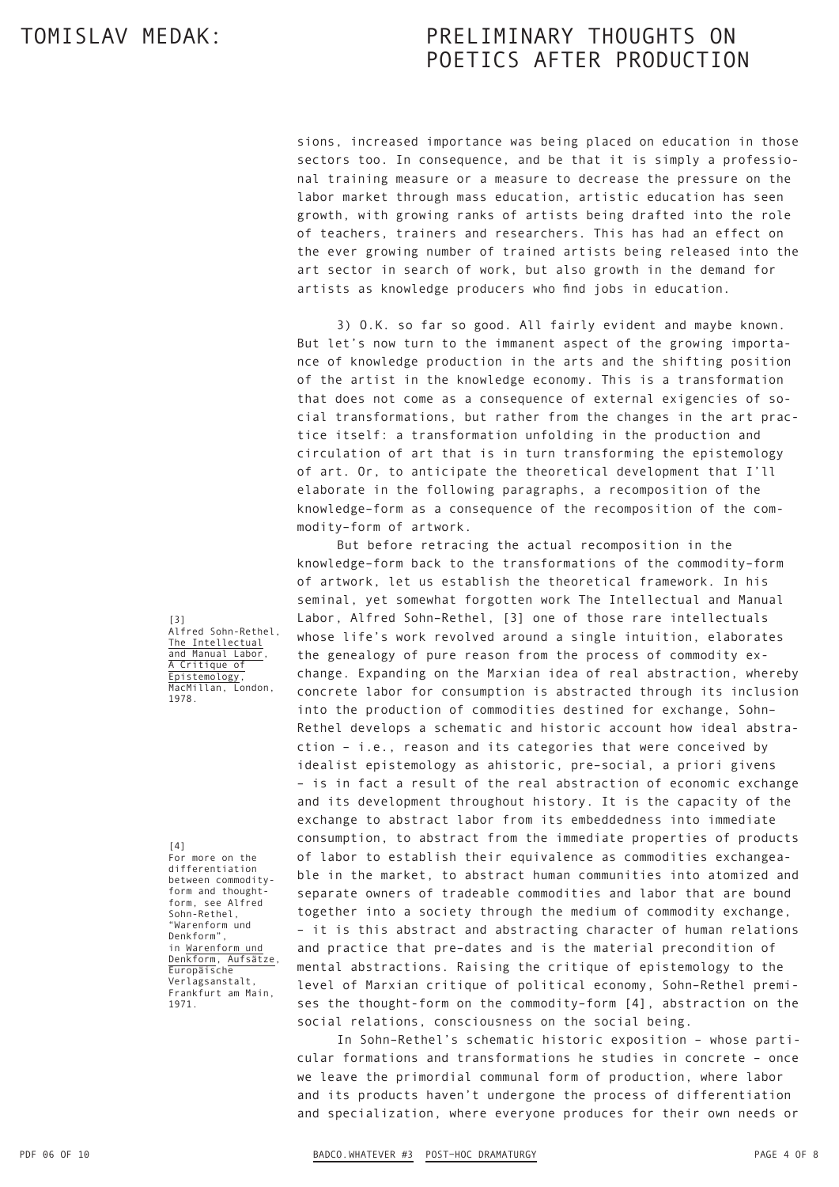sions, increased importance was being placed on education in those sectors too. In consequence, and be that it is simply a professional training measure or a measure to decrease the pressure on the labor market through mass education, artistic education has seen growth, with growing ranks of artists being drafted into the role of teachers, trainers and researchers. This has had an effect on the ever growing number of trained artists being released into the art sector in search of work, but also growth in the demand for artists as knowledge producers who find jobs in education.

3) O.K. so far so good. All fairly evident and maybe known. But let's now turn to the immanent aspect of the growing importance of knowledge production in the arts and the shifting position of the artist in the knowledge economy. This is a transformation that does not come as a consequence of external exigencies of social transformations, but rather from the changes in the art practice itself: a transformation unfolding in the production and circulation of art that is in turn transforming the epistemology of art. Or, to anticipate the theoretical development that I'll elaborate in the following paragraphs, a recomposition of the knowledge-form as a consequence of the recomposition of the commodity-form of artwork.

But before retracing the actual recomposition in the knowledge-form back to the transformations of the commodity-form of artwork, let us establish the theoretical framework. In his seminal, yet somewhat forgotten work The Intellectual and Manual Labor, Alfred Sohn-Rethel, [3] one of those rare intellectuals whose life's work revolved around a single intuition, elaborates the genealogy of pure reason from the process of commodity exchange. Expanding on the Marxian idea of real abstraction, whereby concrete labor for consumption is abstracted through its inclusion into the production of commodities destined for exchange, Sohn-Rethel develops a schematic and historic account how ideal abstraction – i.e., reason and its categories that were conceived by idealist epistemology as ahistoric, pre-social, a priori givens – is in fact a result of the real abstraction of economic exchange and its development throughout history. It is the capacity of the exchange to abstract labor from its embeddedness into immediate consumption, to abstract from the immediate properties of products of labor to establish their equivalence as commodities exchangeable in the market, to abstract human communities into atomized and separate owners of tradeable commodities and labor that are bound together into a society through the medium of commodity exchange, – it is this abstract and abstracting character of human relations and practice that pre-dates and is the material precondition of mental abstractions. Raising the critique of epistemology to the level of Marxian critique of political economy, Sohn-Rethel premises the thought-form on the commodity-form [4], abstraction on the social relations, consciousness on the social being.

In Sohn-Rethel's schematic historic exposition – whose particular formations and transformations he studies in concrete – once we leave the primordial communal form of production, where labor and its products haven't undergone the process of differentiation and specialization, where everyone produces for their own needs or

[3] Alfred Sohn-Rethel, The Intellectual and Manual Labor, A Critique of Epistemology, MacMillan, London, 1978.

[4] For more on the differentiation between commodity-form and thought-form, see Alfred Sohn-Rethel, "Warenform und Denkform", in Warenform und Denkform, Aufsätze, Europäische Verlagsanstalt, Frankfurt am Main, 1971.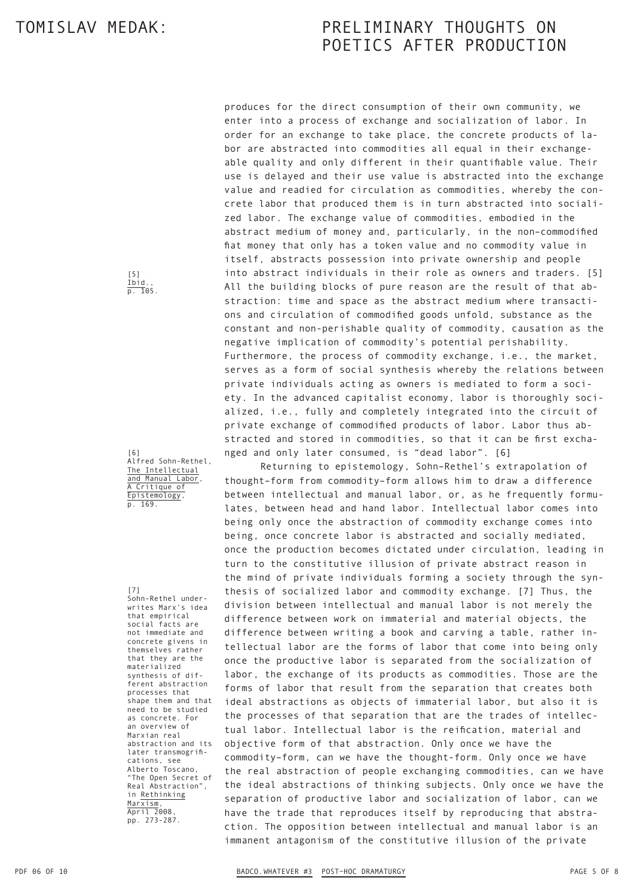produces for the direct consumption of their own community, we enter into a process of exchange and socialization of labor. In order for an exchange to take place, the concrete products of labor are abstracted into commodities all equal in their exchangeable quality and only different in their quantifiable value. Their use is delayed and their use value is abstracted into the exchange value and readied for circulation as commodities, whereby the concrete labor that produced them is in turn abstracted into socialized labor. The exchange value of commodities, embodied in the abstract medium of money and, particularly, in the non-commodified fiat money that only has a token value and no commodity value in itself, abstracts possession into private ownership and people into abstract individuals in their role as owners and traders. [5] All the building blocks of pure reason are the result of that abstraction: time and space as the abstract medium where transactions and circulation of commodified goods unfold, substance as the constant and non-perishable quality of commodity, causation as the negative implication of commodity's potential perishability. Furthermore, the process of commodity exchange, i.e., the market, serves as a form of social synthesis whereby the relations between private individuals acting as owners is mediated to form a society. In the advanced capitalist economy, labor is thoroughly socialized, i.e., fully and completely integrated into the circuit of private exchange of commodified products of labor. Labor thus abstracted and stored in commodities, so that it can be first exchanged and only later consumed, is "dead labor". [6]

Returning to epistemology, Sohn-Rethel's extrapolation of thought-form from commodity-form allows him to draw a difference between intellectual and manual labor, or, as he frequently formulates, between head and hand labor. Intellectual labor comes into being only once the abstraction of commodity exchange comes into being, once concrete labor is abstracted and socially mediated, once the production becomes dictated under circulation, leading in turn to the constitutive illusion of private abstract reason in the mind of private individuals forming a society through the synthesis of socialized labor and commodity exchange. [7] Thus, the division between intellectual and manual labor is not merely the difference between work on immaterial and material objects, the difference between writing a book and carving a table, rather intellectual labor are the forms of labor that come into being only once the productive labor is separated from the socialization of labor, the exchange of its products as commodities. Those are the forms of labor that result from the separation that creates both ideal abstractions as objects of immaterial labor, but also it is the processes of that separation that are the trades of intellectual labor. Intellectual labor is the reification, material and objective form of that abstraction. Only once we have the commodity-form, can we have the thought-form. Only once we have the real abstraction of people exchanging commodities, can we have the ideal abstractions of thinking subjects. Only once we have the separation of productive labor and socialization of labor, can we have the trade that reproduces itself by reproducing that abstraction. The opposition between intellectual and manual labor is an immanent antagonism of the constitutive illusion of the private

---

[5] Ibid., p. 105.

[6] Alfred Sohn-Rethel, The Intellectual and Manual Labor, A Critique of Epistemology, p. 169.

[7] Sohn-Rethel underwrites Marx's idea that empirical social facts are not immediate and concrete givens in themselves rather that they are the materialized synthesis of different abstraction processes that shape them and that need to be studied as concrete. For an overview of Marxian real abstraction and its later transmogrifications, see Alberto Toscano, "The Open Secret of Real Abstraction", in Rethinking Marxism, April 2008, pp. 273-287.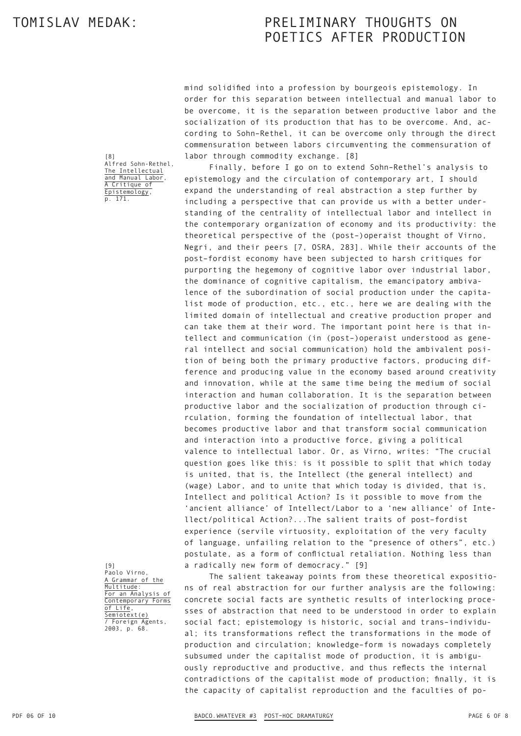mind solidified into a profession by bourgeois epistemology. In order for this separation between intellectual and manual labor to be overcome, it is the separation between productive labor and the socialization of its production that has to be overcome. And, according to Sohn-Rethel, it can be overcome only through the direct commensuration between labors circumventing the commensuration of labor through commodity exchange. [8]

Finally, before I go on to extend Sohn-Rethel's analysis to epistemology and the circulation of contemporary art, I should expand the understanding of real abstraction a step further by including a perspective that can provide us with a better understanding of the centrality of intellectual labor and intellect in the contemporary organization of economy and its productivity: the theoretical perspective of the (post-)operaist thought of Virno, Negri, and their peers [7, OSRA, 283]. While their accounts of the post-fordist economy have been subjected to harsh critiques for purporting the hegemony of cognitive labor over industrial labor, the dominance of cognitive capitalism, the emancipatory ambivalence of the subordination of social production under the capitalist mode of production, etc., etc., here we are dealing with the limited domain of intellectual and creative production proper and can take them at their word. The important point here is that intellect and communication (in (post-)operaist understood as general intellect and social communication) hold the ambivalent position of being both the primary productive factors, producing difference and producing value in the economy based around creativity and innovation, while at the same time being the medium of social interaction and human collaboration. It is the separation between productive labor and the socialization of production through circulation, forming the foundation of intellectual labor, that becomes productive labor and that transform social communication and interaction into a productive force, giving a political valence to intellectual labor. Or, as Virno, writes: "The crucial question goes like this: is it possible to split that which today is united, that is, the Intellect (the general intellect) and (wage) Labor, and to unite that which today is divided, that is, Intellect and political Action? Is it possible to move from the 'ancient alliance' of Intellect/Labor to a 'new alliance' of Intellect/political Action?...The salient traits of post-fordist experience (servile virtuosity, exploitation of the very faculty of language, unfailing relation to the "presence of others", etc.) postulate, as a form of conflictual retaliation. Nothing less than a radically new form of democracy." [9]

The salient takeaway points from these theoretical expositions of real abstraction for our further analysis are the following: concrete social facts are synthetic results of interlocking processes of abstraction that need to be understood in order to explain social fact; epistemology is historic, social and trans-individual; its transformations reflect the transformations in the mode of production and circulation; knowledge-form is nowadays completely subsumed under the capitalist mode of production, it is ambiguously reproductive and productive, and thus reflects the internal contradictions of the capitalist mode of production; finally, it is the capacity of capitalist reproduction and the faculties of po-

[8] Alfred Sohn-Rethel, The Intellectual and Manual Labor, A Critique of Epistemology, p. 171.

[9] Paolo Virno, A Grammar of the Multitude: For an Analysis of Contemporary Forms of Life, Semiotext(e) / Foreign Agents, 2003, p. 68.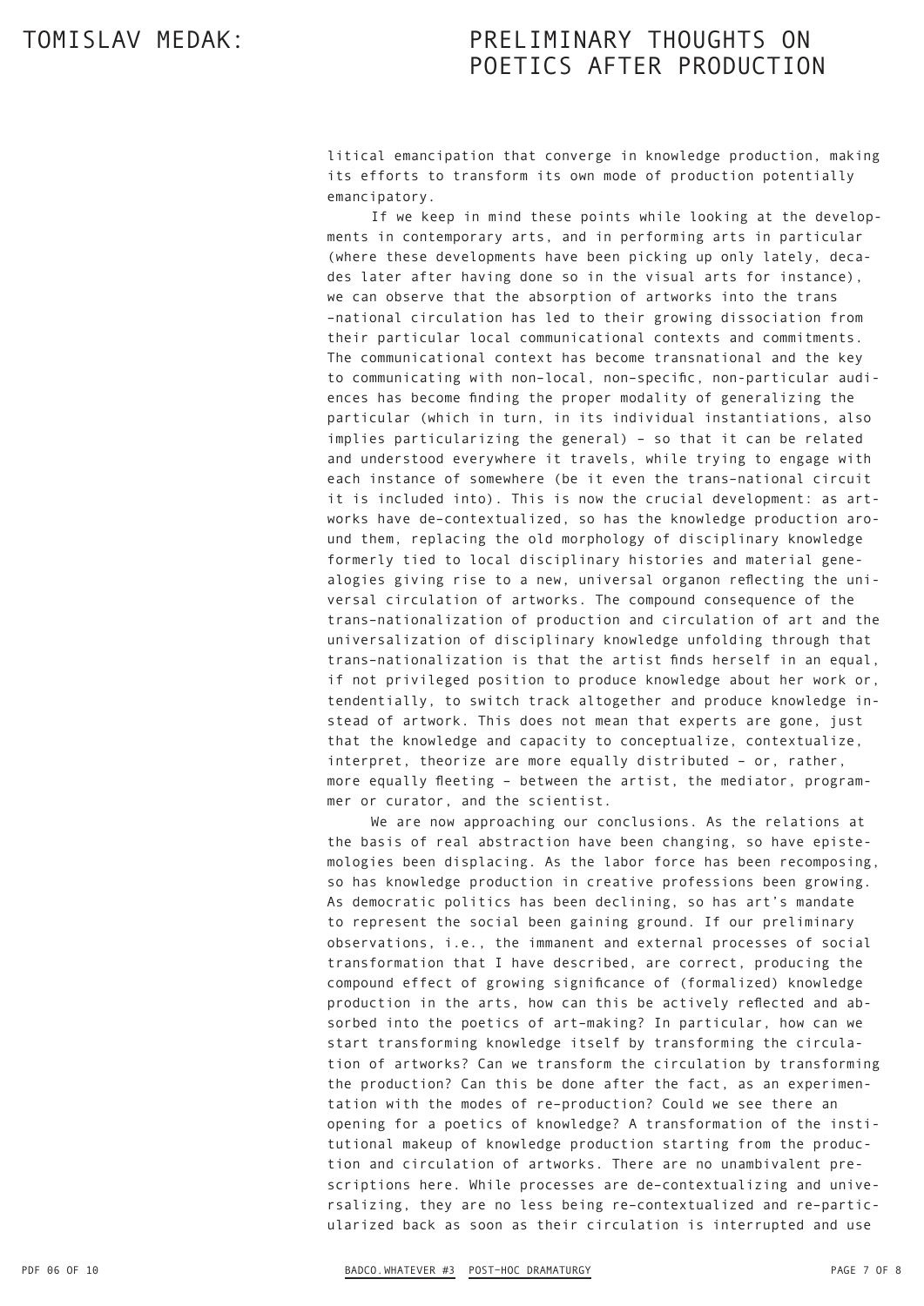litical emancipation that converge in knowledge production, making its efforts to transform its own mode of production potentially emancipatory.

If we keep in mind these points while looking at the developments in contemporary arts, and in performing arts in particular (where these developments have been picking up only lately, decades later after having done so in the visual arts for instance), we can observe that the absorption of artworks into the trans-national circulation has led to their growing dissociation from their particular local communicational contexts and commitments. The communicational context has become transnational and the key to communicating with non-local, non-specific, non-particular audiences has become finding the proper modality of generalizing the particular (which in turn, in its individual instantiations, also implies particularizing the general) – so that it can be related and understood everywhere it travels, while trying to engage with each instance of somewhere (be it even the trans-national circuit it is included into). This is now the crucial development: as artworks have de-contextualized, so has the knowledge production around them, replacing the old morphology of disciplinary knowledge formerly tied to local disciplinary histories and material genealogies giving rise to a new, universal organon reflecting the universal circulation of artworks. The compound consequence of the trans-nationalization of production and circulation of art and the universalization of disciplinary knowledge unfolding through that trans-nationalization is that the artist finds herself in an equal, if not privileged position to produce knowledge about her work or, tendentially, to switch track altogether and produce knowledge instead of artwork. This does not mean that experts are gone, just that the knowledge and capacity to conceptualize, contextualize, interpret, theorize are more equally distributed – or, rather, more equally fleeting – between the artist, the mediator, programmer or curator, and the scientist.

We are now approaching our conclusions. As the relations at the basis of real abstraction have been changing, so have epistemologies been displacing. As the labor force has been recomposing, so has knowledge production in creative professions been growing. As democratic politics has been declining, so has art's mandate to represent the social been gaining ground. If our preliminary observations, i.e., the immanent and external processes of social transformation that I have described, are correct, producing the compound effect of growing significance of (formalized) knowledge production in the arts, how can this be actively reflected and absorbed into the poetics of art-making? In particular, how can we start transforming knowledge itself by transforming the circulation of artworks? Can we transform the circulation by transforming the production? Can this be done after the fact, as an experimentation with the modes of re-production? Could we see there an opening for a poetics of knowledge? A transformation of the institutional makeup of knowledge production starting from the production and circulation of artworks. There are no unambivalent prescriptions here. While processes are de-contextualizing and universalizing, they are no less being re-contextualized and re-particularized back as soon as their circulation is interrupted and use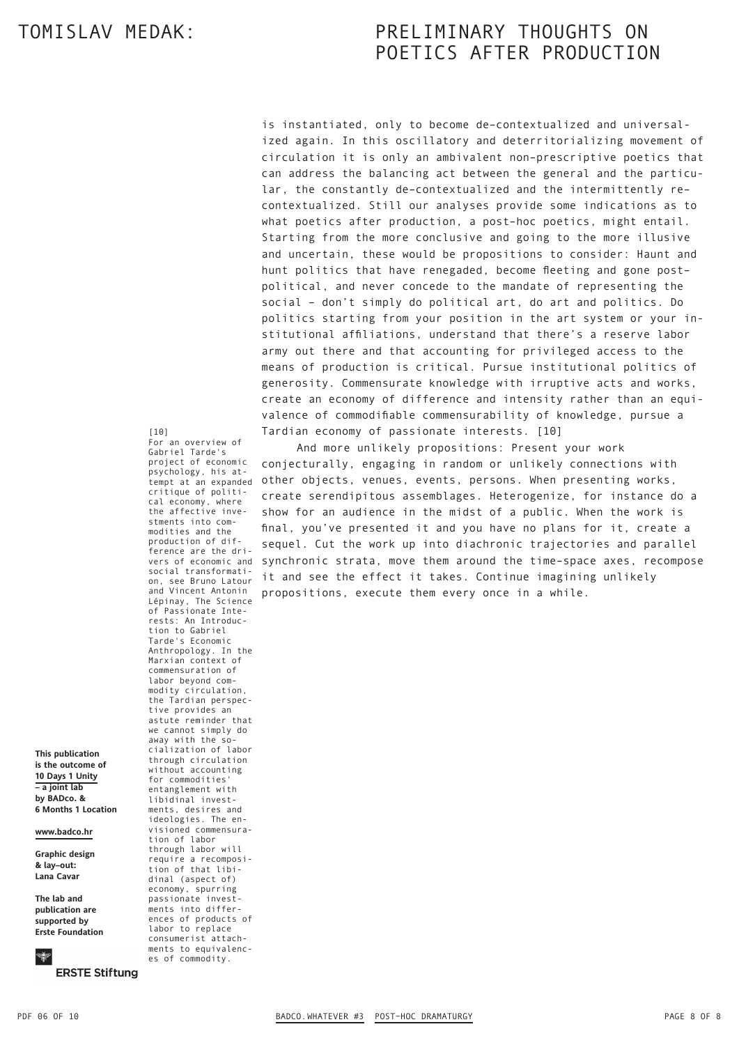is instantiated, only to become de-contextualized and universalized again. In this oscillatory and deterritorializing movement of circulation it is only an ambivalent non-prescriptive poetics that can address the balancing act between the general and the particular, the constantly de-contextualized and the intermittently re-contextualized. Still our analyses provide some indications as to what poetics after production, a post-hoc poetics, might entail. Starting from the more conclusive and going to the more illusive and uncertain, these would be propositions to consider: Haunt and hunt politics that have renegaded, become fleeting and gone post-political, and never concede to the mandate of representing the social – don't simply do political art, do art and politics. Do politics starting from your position in the art system or your institutional affiliations, understand that there's a reserve labor army out there and that accounting for privileged access to the means of production is critical. Pursue institutional politics of generosity. Commensurate knowledge with irruptive acts and works, create an economy of difference and intensity rather than an equivalence of commodifiable commensurability of knowledge, pursue a Tardian economy of passionate interests. [10]

And more unlikely propositions: Present your work conjecturally, engaging in random or unlikely connections with other objects, venues, events, persons. When presenting works, create serendipitous assemblages. Heterogenize, for instance do a show for an audience in the midst of a public. When the work is final, you've presented it and you have no plans for it, create a sequel. Cut the work up into diachronic trajectories and parallel synchronic strata, move them around the time-space axes, recompose it and see the effect it takes. Continue imagining unlikely propositions, execute them every once in a while.

[10] For an overview of Gabriel Tarde's project of economic psychology, his attempt at an expanded critique of political economy, where the affective investments into commodities and the production of difference are the drivers of economic and social transformation, see Bruno Latour and Vincent Antonin Lépinay, The Science of Passionate Interests: An Introduction to Gabriel Tarde's Economic Anthropology. In the Marxian context of commensuration of labor beyond commodity circulation, the Tardian perspective provides an astute reminder that we cannot simply do away with the socialization of labor through circulation without accounting for commodities' entanglement with libidinal investments, desires and ideologies. The envisioned commensuration of labor through labor will require a recomposition of that libidinal (aspect of) economy, spurring passionate investments into differences of products of labor to replace consumerist attachments to equivalences of commodity.

This publication is the outcome of 10 Days 1 Unity – a joint lab by BADco. & 6 Months 1 Location

www.badco.hr

Graphic design & lay-out: Lana Cavar

The lab and publication are supported by Erste Foundation

ERSTE Stiftung